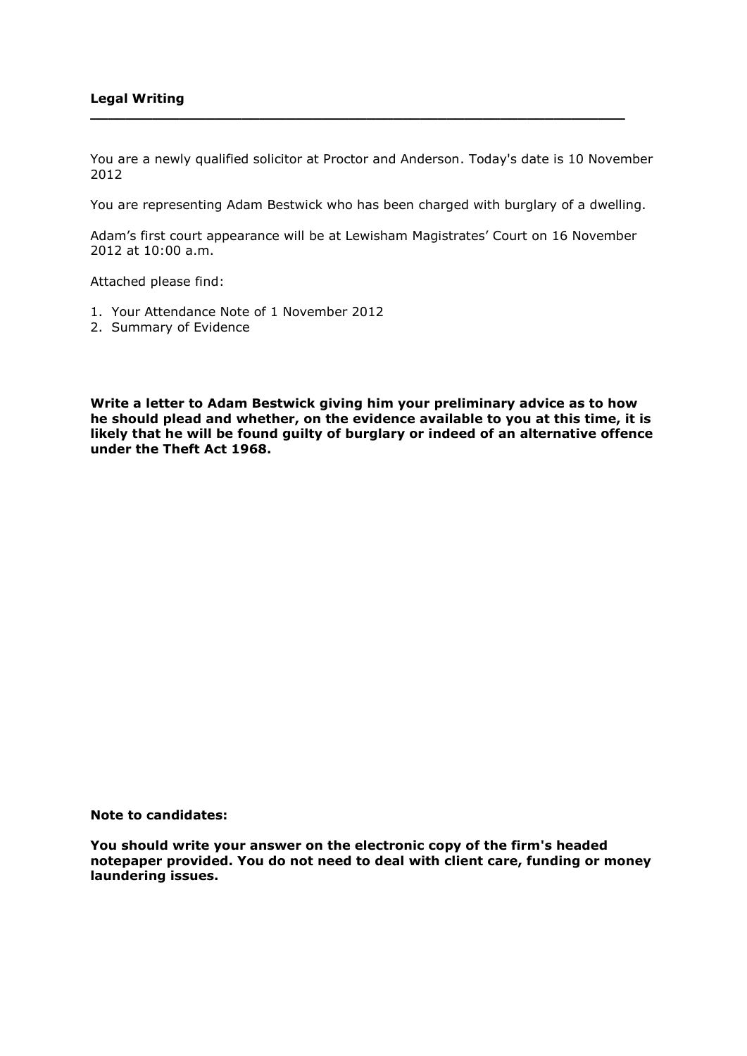**Legal Writing**

---

You are a newly qualified solicitor at Proctor and Anderson. Today's date is 10 November 2012

You are representing Adam Bestwick who has been charged with burglary of a dwelling.

Adam's first court appearance will be at Lewisham Magistrates' Court on 16 November 2012 at 10:00 a.m.

Attached please find:

1. Your Attendance Note of 1 November 2012
2. Summary of Evidence

**Write a letter to Adam Bestwick giving him your preliminary advice as to how he should plead and whether, on the evidence available to you at this time, it is likely that he will be found guilty of burglary or indeed of an alternative offence under the Theft Act 1968.**

**Note to candidates:**

**You should write your answer on the electronic copy of the firm's headed notepaper provided. You do not need to deal with client care, funding or money laundering issues.**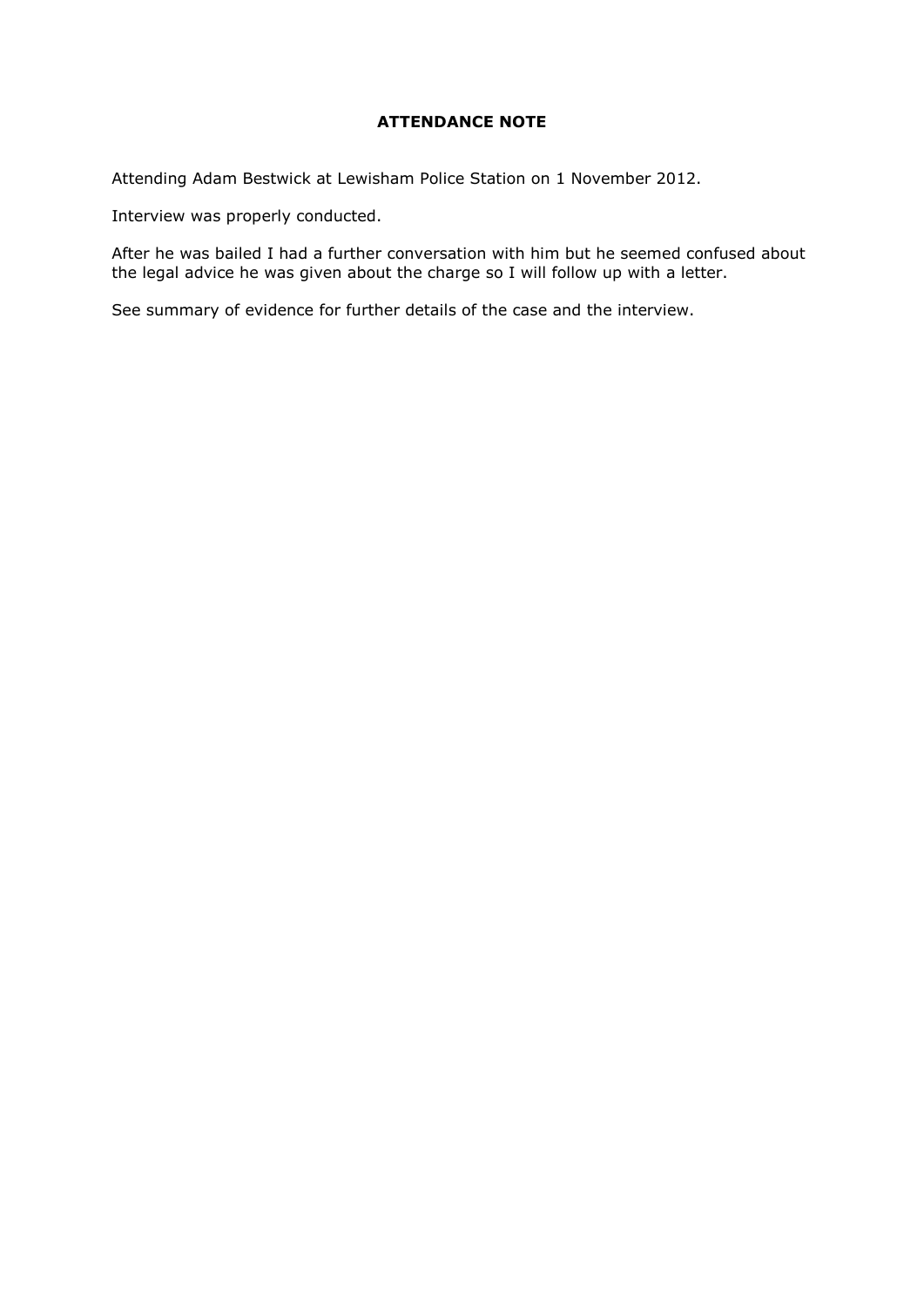**ATTENDANCE NOTE**

Attending Adam Bestwick at Lewisham Police Station on 1 November 2012.

Interview was properly conducted.

After he was bailed I had a further conversation with him but he seemed confused about the legal advice he was given about the charge so I will follow up with a letter.

See summary of evidence for further details of the case and the interview.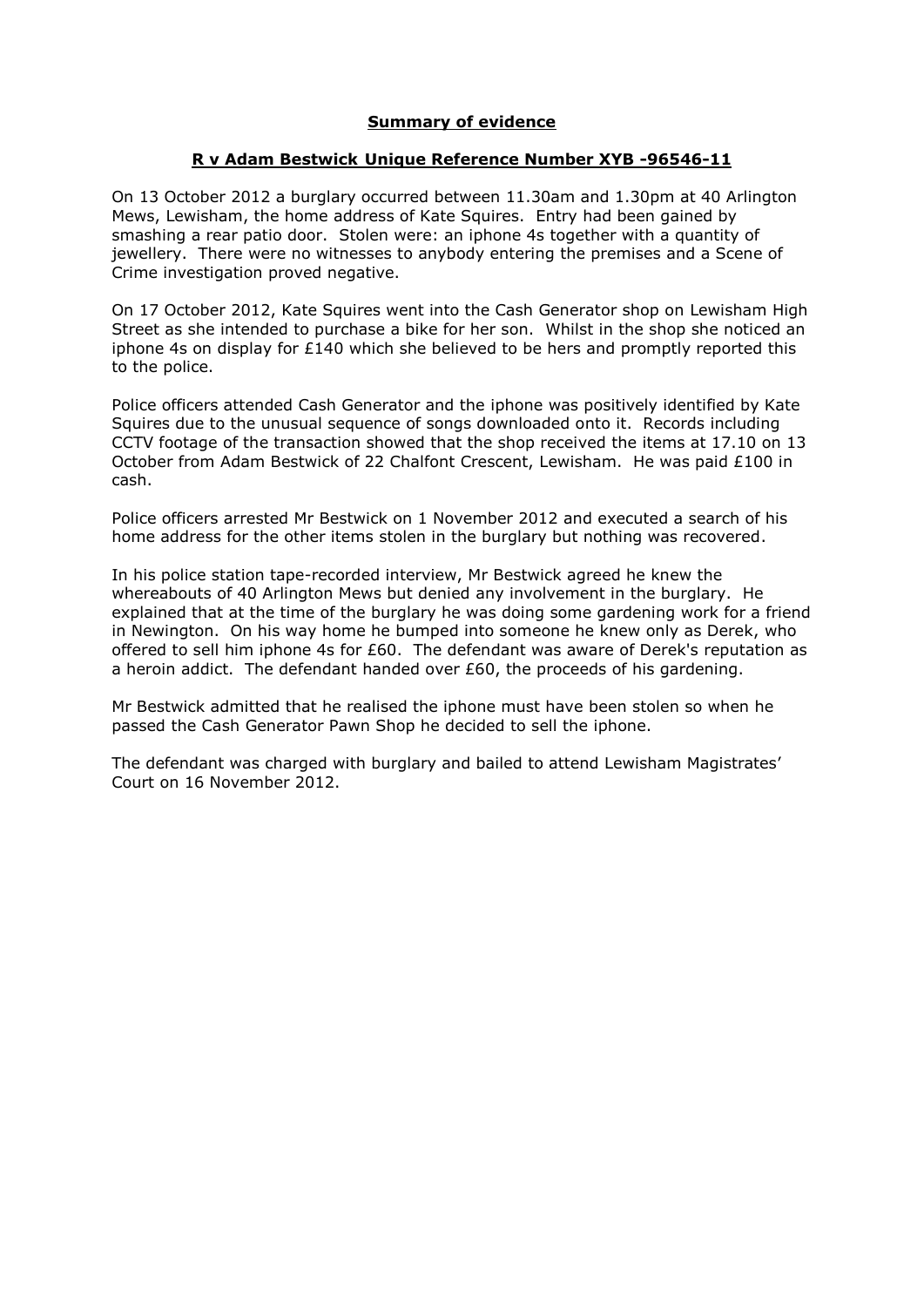**<u>Summary of evidence</u>**

**<u>R v Adam Bestwick Unique Reference Number XYB -96546-11</u>**

On 13 October 2012 a burglary occurred between 11.30am and 1.30pm at 40 Arlington Mews, Lewisham, the home address of Kate Squires. Entry had been gained by smashing a rear patio door. Stolen were: an iphone 4s together with a quantity of jewellery. There were no witnesses to anybody entering the premises and a Scene of Crime investigation proved negative.

On 17 October 2012, Kate Squires went into the Cash Generator shop on Lewisham High Street as she intended to purchase a bike for her son. Whilst in the shop she noticed an iphone 4s on display for £140 which she believed to be hers and promptly reported this to the police.

Police officers attended Cash Generator and the iphone was positively identified by Kate Squires due to the unusual sequence of songs downloaded onto it. Records including CCTV footage of the transaction showed that the shop received the items at 17.10 on 13 October from Adam Bestwick of 22 Chalfont Crescent, Lewisham. He was paid £100 in cash.

Police officers arrested Mr Bestwick on 1 November 2012 and executed a search of his home address for the other items stolen in the burglary but nothing was recovered.

In his police station tape-recorded interview, Mr Bestwick agreed he knew the whereabouts of 40 Arlington Mews but denied any involvement in the burglary. He explained that at the time of the burglary he was doing some gardening work for a friend in Newington. On his way home he bumped into someone he knew only as Derek, who offered to sell him iphone 4s for £60. The defendant was aware of Derek's reputation as a heroin addict. The defendant handed over £60, the proceeds of his gardening.

Mr Bestwick admitted that he realised the iphone must have been stolen so when he passed the Cash Generator Pawn Shop he decided to sell the iphone.

The defendant was charged with burglary and bailed to attend Lewisham Magistrates' Court on 16 November 2012.